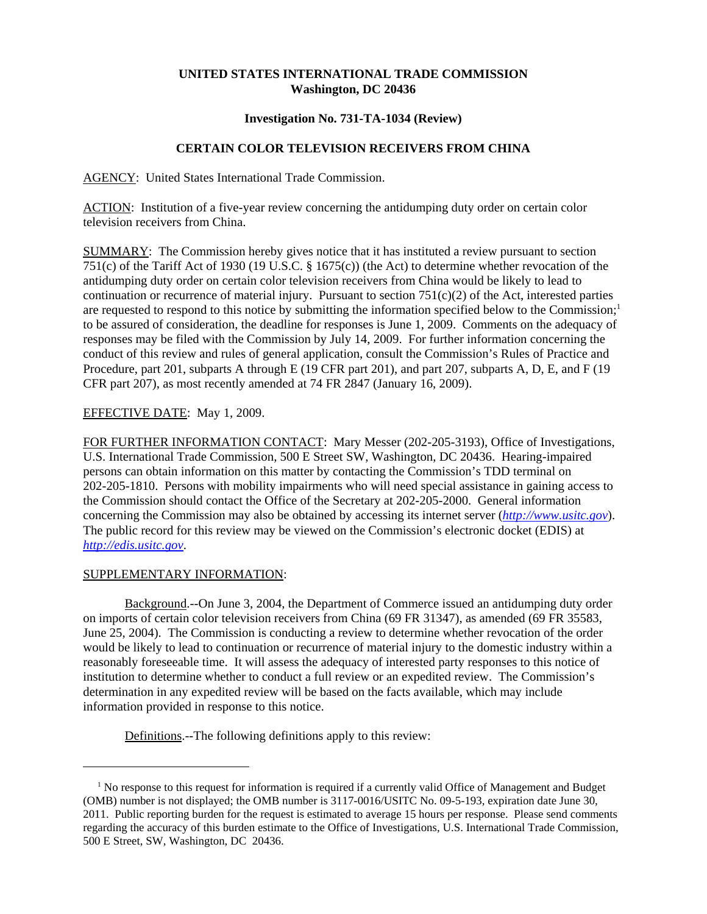**UNITED STATES INTERNATIONAL TRADE COMMISSION**
**Washington, DC 20436**

**Investigation No. 731-TA-1034 (Review)**

**CERTAIN COLOR TELEVISION RECEIVERS FROM CHINA**

AGENCY: United States International Trade Commission.

ACTION: Institution of a five-year review concerning the antidumping duty order on certain color television receivers from China.

SUMMARY: The Commission hereby gives notice that it has instituted a review pursuant to section 751(c) of the Tariff Act of 1930 (19 U.S.C. § 1675(c)) (the Act) to determine whether revocation of the antidumping duty order on certain color television receivers from China would be likely to lead to continuation or recurrence of material injury. Pursuant to section 751(c)(2) of the Act, interested parties are requested to respond to this notice by submitting the information specified below to the Commission;[1] to be assured of consideration, the deadline for responses is June 1, 2009. Comments on the adequacy of responses may be filed with the Commission by July 14, 2009. For further information concerning the conduct of this review and rules of general application, consult the Commission's Rules of Practice and Procedure, part 201, subparts A through E (19 CFR part 201), and part 207, subparts A, D, E, and F (19 CFR part 207), as most recently amended at 74 FR 2847 (January 16, 2009).

EFFECTIVE DATE: May 1, 2009.

FOR FURTHER INFORMATION CONTACT: Mary Messer (202-205-3193), Office of Investigations, U.S. International Trade Commission, 500 E Street SW, Washington, DC 20436. Hearing-impaired persons can obtain information on this matter by contacting the Commission's TDD terminal on 202-205-1810. Persons with mobility impairments who will need special assistance in gaining access to the Commission should contact the Office of the Secretary at 202-205-2000. General information concerning the Commission may also be obtained by accessing its internet server (*http://www.usitc.gov*). The public record for this review may be viewed on the Commission's electronic docket (EDIS) at *http://edis.usitc.gov*.

SUPPLEMENTARY INFORMATION:

Background.--On June 3, 2004, the Department of Commerce issued an antidumping duty order on imports of certain color television receivers from China (69 FR 31347), as amended (69 FR 35583, June 25, 2004). The Commission is conducting a review to determine whether revocation of the order would be likely to lead to continuation or recurrence of material injury to the domestic industry within a reasonably foreseeable time. It will assess the adequacy of interested party responses to this notice of institution to determine whether to conduct a full review or an expedited review. The Commission's determination in any expedited review will be based on the facts available, which may include information provided in response to this notice.

Definitions.--The following definitions apply to this review:

[1] No response to this request for information is required if a currently valid Office of Management and Budget (OMB) number is not displayed; the OMB number is 3117-0016/USITC No. 09-5-193, expiration date June 30, 2011. Public reporting burden for the request is estimated to average 15 hours per response. Please send comments regarding the accuracy of this burden estimate to the Office of Investigations, U.S. International Trade Commission, 500 E Street, SW, Washington, DC 20436.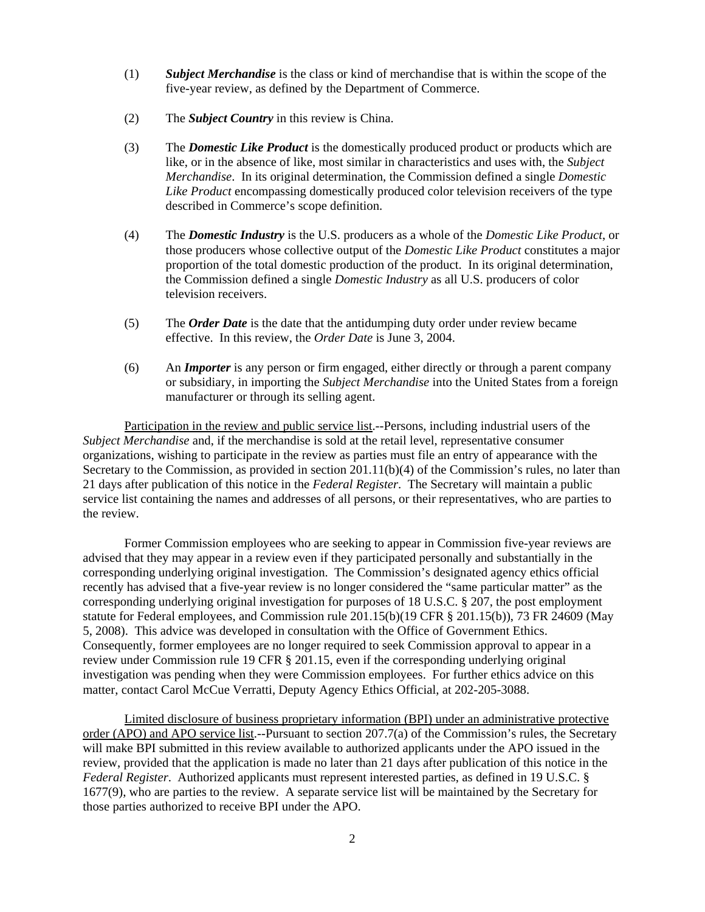(1) ***Subject Merchandise*** is the class or kind of merchandise that is within the scope of the five-year review, as defined by the Department of Commerce.

(2) The ***Subject Country*** in this review is China.

(3) The ***Domestic Like Product*** is the domestically produced product or products which are like, or in the absence of like, most similar in characteristics and uses with, the *Subject Merchandise*. In its original determination, the Commission defined a single *Domestic Like Product* encompassing domestically produced color television receivers of the type described in Commerce's scope definition.

(4) The ***Domestic Industry*** is the U.S. producers as a whole of the *Domestic Like Product*, or those producers whose collective output of the *Domestic Like Product* constitutes a major proportion of the total domestic production of the product. In its original determination, the Commission defined a single *Domestic Industry* as all U.S. producers of color television receivers.

(5) The ***Order Date*** is the date that the antidumping duty order under review became effective. In this review, the *Order Date* is June 3, 2004.

(6) An ***Importer*** is any person or firm engaged, either directly or through a parent company or subsidiary, in importing the *Subject Merchandise* into the United States from a foreign manufacturer or through its selling agent.

Participation in the review and public service list.--Persons, including industrial users of the *Subject Merchandise* and, if the merchandise is sold at the retail level, representative consumer organizations, wishing to participate in the review as parties must file an entry of appearance with the Secretary to the Commission, as provided in section 201.11(b)(4) of the Commission's rules, no later than 21 days after publication of this notice in the *Federal Register*. The Secretary will maintain a public service list containing the names and addresses of all persons, or their representatives, who are parties to the review.

Former Commission employees who are seeking to appear in Commission five-year reviews are advised that they may appear in a review even if they participated personally and substantially in the corresponding underlying original investigation. The Commission's designated agency ethics official recently has advised that a five-year review is no longer considered the "same particular matter" as the corresponding underlying original investigation for purposes of 18 U.S.C. § 207, the post employment statute for Federal employees, and Commission rule 201.15(b)(19 CFR § 201.15(b)), 73 FR 24609 (May 5, 2008). This advice was developed in consultation with the Office of Government Ethics. Consequently, former employees are no longer required to seek Commission approval to appear in a review under Commission rule 19 CFR § 201.15, even if the corresponding underlying original investigation was pending when they were Commission employees. For further ethics advice on this matter, contact Carol McCue Verratti, Deputy Agency Ethics Official, at 202-205-3088.

Limited disclosure of business proprietary information (BPI) under an administrative protective order (APO) and APO service list.--Pursuant to section 207.7(a) of the Commission's rules, the Secretary will make BPI submitted in this review available to authorized applicants under the APO issued in the review, provided that the application is made no later than 21 days after publication of this notice in the *Federal Register*. Authorized applicants must represent interested parties, as defined in 19 U.S.C. § 1677(9), who are parties to the review. A separate service list will be maintained by the Secretary for those parties authorized to receive BPI under the APO.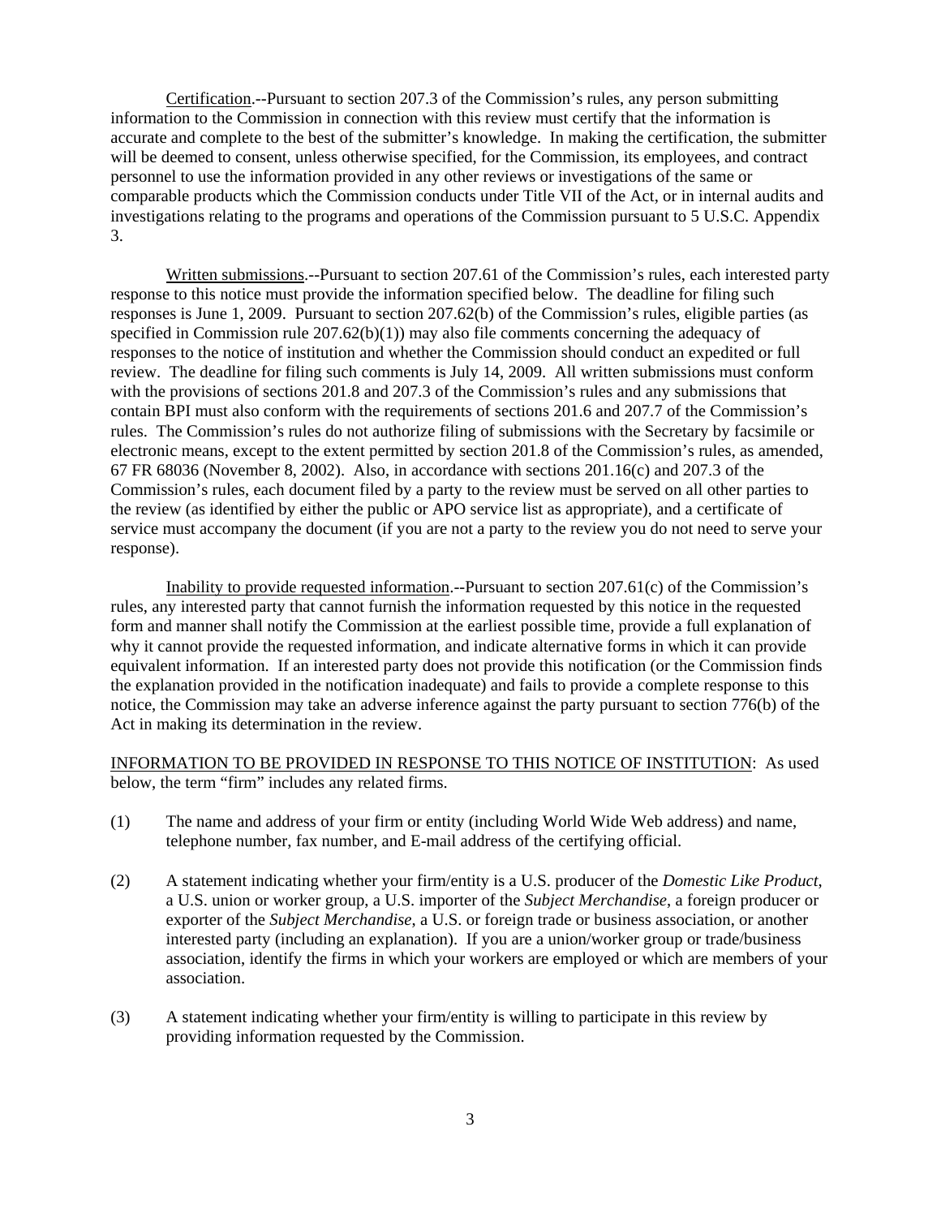Certification.--Pursuant to section 207.3 of the Commission's rules, any person submitting information to the Commission in connection with this review must certify that the information is accurate and complete to the best of the submitter's knowledge. In making the certification, the submitter will be deemed to consent, unless otherwise specified, for the Commission, its employees, and contract personnel to use the information provided in any other reviews or investigations of the same or comparable products which the Commission conducts under Title VII of the Act, or in internal audits and investigations relating to the programs and operations of the Commission pursuant to 5 U.S.C. Appendix 3.

Written submissions.--Pursuant to section 207.61 of the Commission's rules, each interested party response to this notice must provide the information specified below. The deadline for filing such responses is June 1, 2009. Pursuant to section 207.62(b) of the Commission's rules, eligible parties (as specified in Commission rule 207.62(b)(1)) may also file comments concerning the adequacy of responses to the notice of institution and whether the Commission should conduct an expedited or full review. The deadline for filing such comments is July 14, 2009. All written submissions must conform with the provisions of sections 201.8 and 207.3 of the Commission's rules and any submissions that contain BPI must also conform with the requirements of sections 201.6 and 207.7 of the Commission's rules. The Commission's rules do not authorize filing of submissions with the Secretary by facsimile or electronic means, except to the extent permitted by section 201.8 of the Commission's rules, as amended, 67 FR 68036 (November 8, 2002). Also, in accordance with sections 201.16(c) and 207.3 of the Commission's rules, each document filed by a party to the review must be served on all other parties to the review (as identified by either the public or APO service list as appropriate), and a certificate of service must accompany the document (if you are not a party to the review you do not need to serve your response).

Inability to provide requested information.--Pursuant to section 207.61(c) of the Commission's rules, any interested party that cannot furnish the information requested by this notice in the requested form and manner shall notify the Commission at the earliest possible time, provide a full explanation of why it cannot provide the requested information, and indicate alternative forms in which it can provide equivalent information. If an interested party does not provide this notification (or the Commission finds the explanation provided in the notification inadequate) and fails to provide a complete response to this notice, the Commission may take an adverse inference against the party pursuant to section 776(b) of the Act in making its determination in the review.

INFORMATION TO BE PROVIDED IN RESPONSE TO THIS NOTICE OF INSTITUTION: As used below, the term "firm" includes any related firms.

(1) The name and address of your firm or entity (including World Wide Web address) and name, telephone number, fax number, and E-mail address of the certifying official.

(2) A statement indicating whether your firm/entity is a U.S. producer of the *Domestic Like Product*, a U.S. union or worker group, a U.S. importer of the *Subject Merchandise*, a foreign producer or exporter of the *Subject Merchandise*, a U.S. or foreign trade or business association, or another interested party (including an explanation). If you are a union/worker group or trade/business association, identify the firms in which your workers are employed or which are members of your association.

(3) A statement indicating whether your firm/entity is willing to participate in this review by providing information requested by the Commission.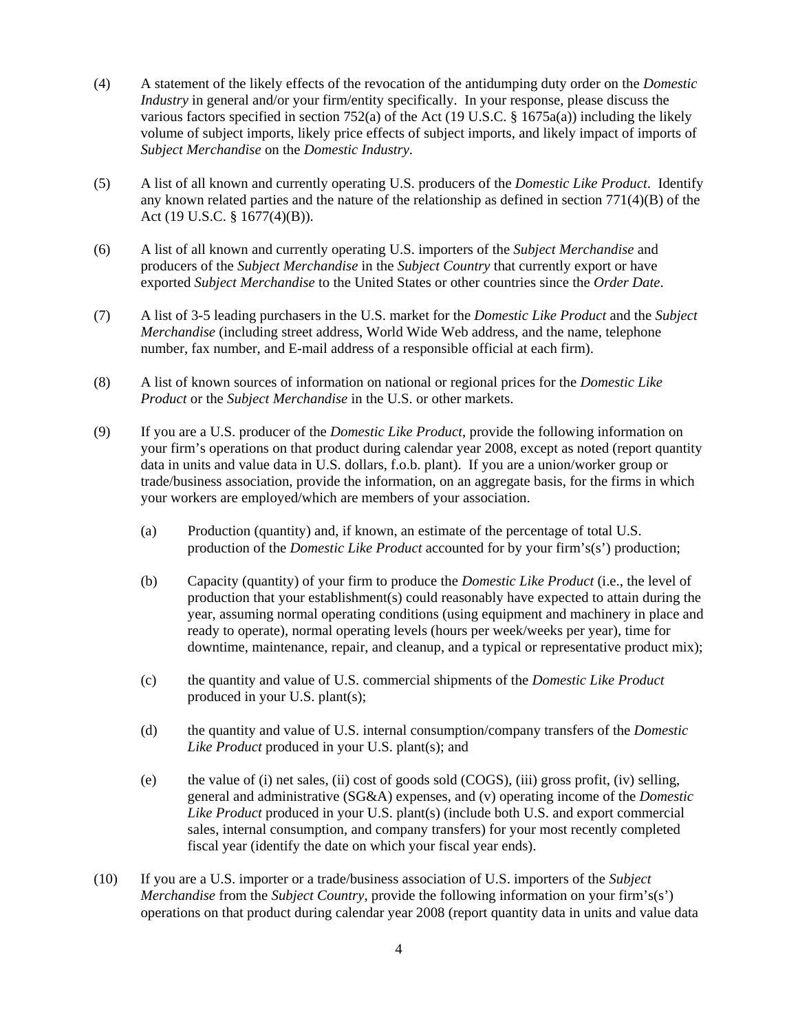(4) A statement of the likely effects of the revocation of the antidumping duty order on the *Domestic Industry* in general and/or your firm/entity specifically. In your response, please discuss the various factors specified in section 752(a) of the Act (19 U.S.C. § 1675a(a)) including the likely volume of subject imports, likely price effects of subject imports, and likely impact of imports of *Subject Merchandise* on the *Domestic Industry*.

(5) A list of all known and currently operating U.S. producers of the *Domestic Like Product*. Identify any known related parties and the nature of the relationship as defined in section 771(4)(B) of the Act (19 U.S.C. § 1677(4)(B)).

(6) A list of all known and currently operating U.S. importers of the *Subject Merchandise* and producers of the *Subject Merchandise* in the *Subject Country* that currently export or have exported *Subject Merchandise* to the United States or other countries since the *Order Date*.

(7) A list of 3-5 leading purchasers in the U.S. market for the *Domestic Like Product* and the *Subject Merchandise* (including street address, World Wide Web address, and the name, telephone number, fax number, and E-mail address of a responsible official at each firm).

(8) A list of known sources of information on national or regional prices for the *Domestic Like Product* or the *Subject Merchandise* in the U.S. or other markets.

(9) If you are a U.S. producer of the *Domestic Like Product*, provide the following information on your firm's operations on that product during calendar year 2008, except as noted (report quantity data in units and value data in U.S. dollars, f.o.b. plant). If you are a union/worker group or trade/business association, provide the information, on an aggregate basis, for the firms in which your workers are employed/which are members of your association.

  (a) Production (quantity) and, if known, an estimate of the percentage of total U.S. production of the *Domestic Like Product* accounted for by your firm's(s') production;

  (b) Capacity (quantity) of your firm to produce the *Domestic Like Product* (i.e., the level of production that your establishment(s) could reasonably have expected to attain during the year, assuming normal operating conditions (using equipment and machinery in place and ready to operate), normal operating levels (hours per week/weeks per year), time for downtime, maintenance, repair, and cleanup, and a typical or representative product mix);

  (c) the quantity and value of U.S. commercial shipments of the *Domestic Like Product* produced in your U.S. plant(s);

  (d) the quantity and value of U.S. internal consumption/company transfers of the *Domestic Like Product* produced in your U.S. plant(s); and

  (e) the value of (i) net sales, (ii) cost of goods sold (COGS), (iii) gross profit, (iv) selling, general and administrative (SG&A) expenses, and (v) operating income of the *Domestic Like Product* produced in your U.S. plant(s) (include both U.S. and export commercial sales, internal consumption, and company transfers) for your most recently completed fiscal year (identify the date on which your fiscal year ends).

(10) If you are a U.S. importer or a trade/business association of U.S. importers of the *Subject Merchandise* from the *Subject Country*, provide the following information on your firm's(s') operations on that product during calendar year 2008 (report quantity data in units and value data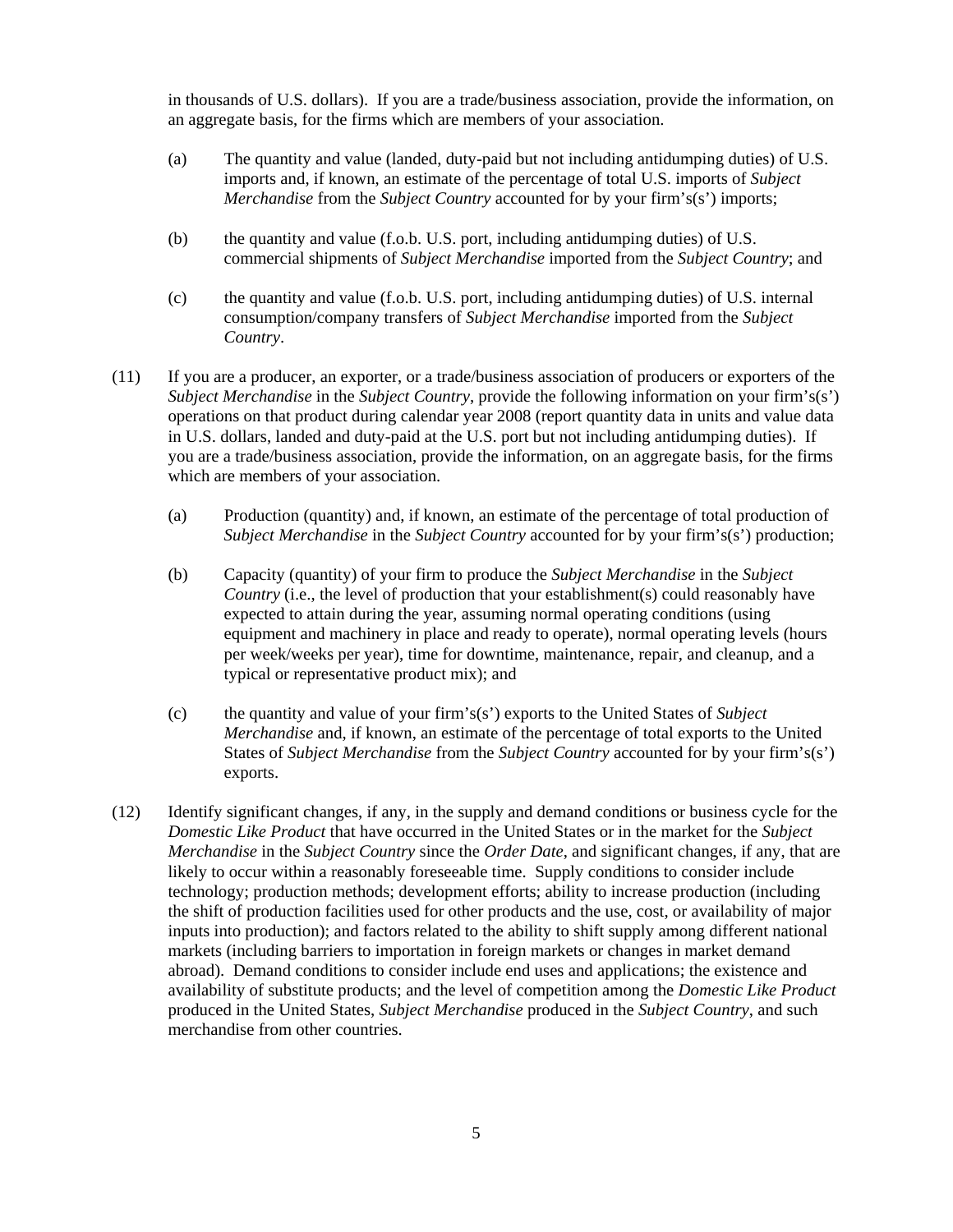in thousands of U.S. dollars). If you are a trade/business association, provide the information, on an aggregate basis, for the firms which are members of your association.

(a) The quantity and value (landed, duty-paid but not including antidumping duties) of U.S. imports and, if known, an estimate of the percentage of total U.S. imports of *Subject Merchandise* from the *Subject Country* accounted for by your firm's(s') imports;

(b) the quantity and value (f.o.b. U.S. port, including antidumping duties) of U.S. commercial shipments of *Subject Merchandise* imported from the *Subject Country*; and

(c) the quantity and value (f.o.b. U.S. port, including antidumping duties) of U.S. internal consumption/company transfers of *Subject Merchandise* imported from the *Subject Country*.

(11) If you are a producer, an exporter, or a trade/business association of producers or exporters of the *Subject Merchandise* in the *Subject Country*, provide the following information on your firm's(s') operations on that product during calendar year 2008 (report quantity data in units and value data in U.S. dollars, landed and duty-paid at the U.S. port but not including antidumping duties). If you are a trade/business association, provide the information, on an aggregate basis, for the firms which are members of your association.

(a) Production (quantity) and, if known, an estimate of the percentage of total production of *Subject Merchandise* in the *Subject Country* accounted for by your firm's(s') production;

(b) Capacity (quantity) of your firm to produce the *Subject Merchandise* in the *Subject Country* (i.e., the level of production that your establishment(s) could reasonably have expected to attain during the year, assuming normal operating conditions (using equipment and machinery in place and ready to operate), normal operating levels (hours per week/weeks per year), time for downtime, maintenance, repair, and cleanup, and a typical or representative product mix); and

(c) the quantity and value of your firm's(s') exports to the United States of *Subject Merchandise* and, if known, an estimate of the percentage of total exports to the United States of *Subject Merchandise* from the *Subject Country* accounted for by your firm's(s') exports.

(12) Identify significant changes, if any, in the supply and demand conditions or business cycle for the *Domestic Like Product* that have occurred in the United States or in the market for the *Subject Merchandise* in the *Subject Country* since the *Order Date*, and significant changes, if any, that are likely to occur within a reasonably foreseeable time. Supply conditions to consider include technology; production methods; development efforts; ability to increase production (including the shift of production facilities used for other products and the use, cost, or availability of major inputs into production); and factors related to the ability to shift supply among different national markets (including barriers to importation in foreign markets or changes in market demand abroad). Demand conditions to consider include end uses and applications; the existence and availability of substitute products; and the level of competition among the *Domestic Like Product* produced in the United States, *Subject Merchandise* produced in the *Subject Country*, and such merchandise from other countries.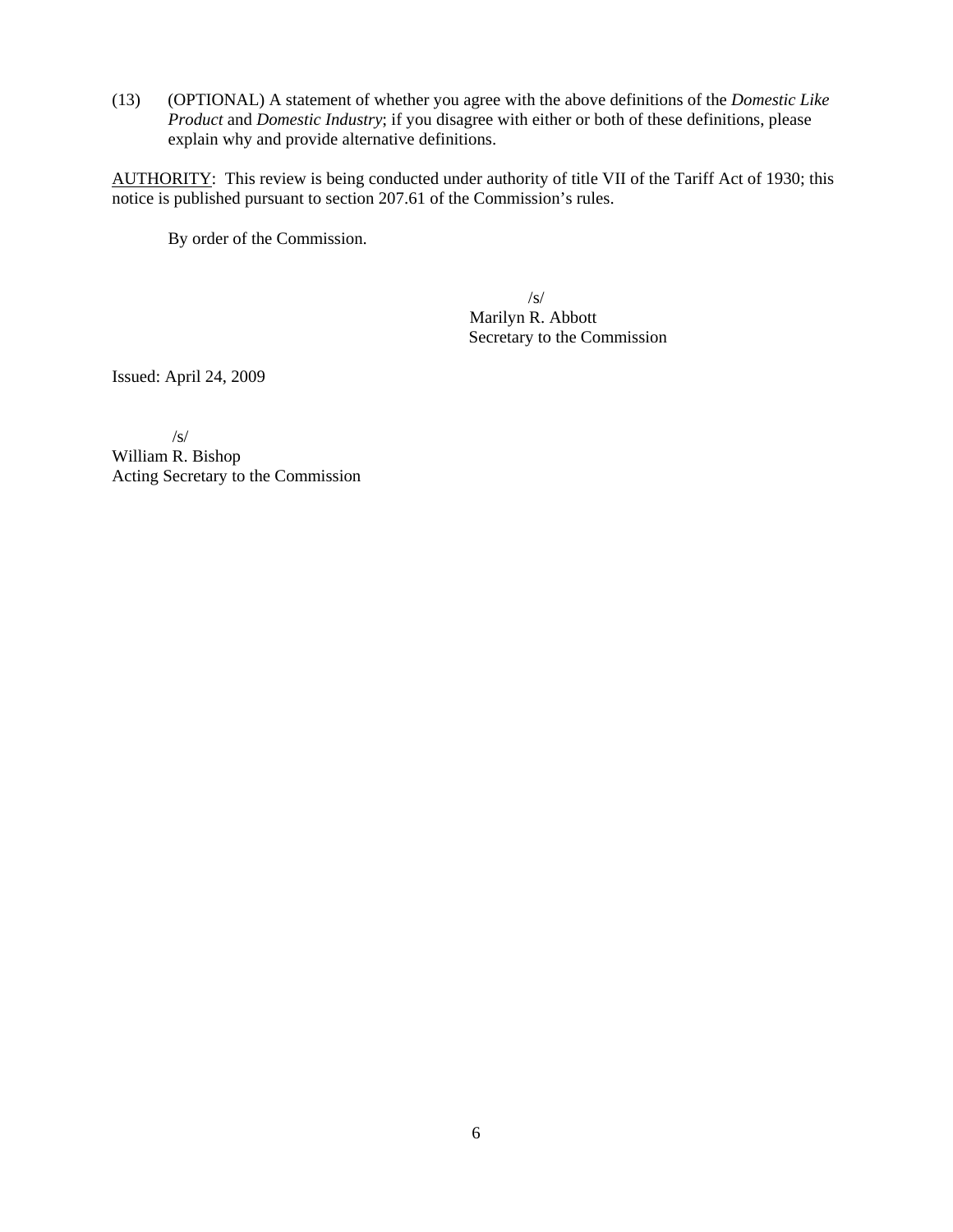(13) (OPTIONAL) A statement of whether you agree with the above definitions of the *Domestic Like Product* and *Domestic Industry*; if you disagree with either or both of these definitions, please explain why and provide alternative definitions.

AUTHORITY: This review is being conducted under authority of title VII of the Tariff Act of 1930; this notice is published pursuant to section 207.61 of the Commission's rules.

By order of the Commission.

/s/
Marilyn R. Abbott
Secretary to the Commission

Issued: April 24, 2009

/s/
William R. Bishop
Acting Secretary to the Commission